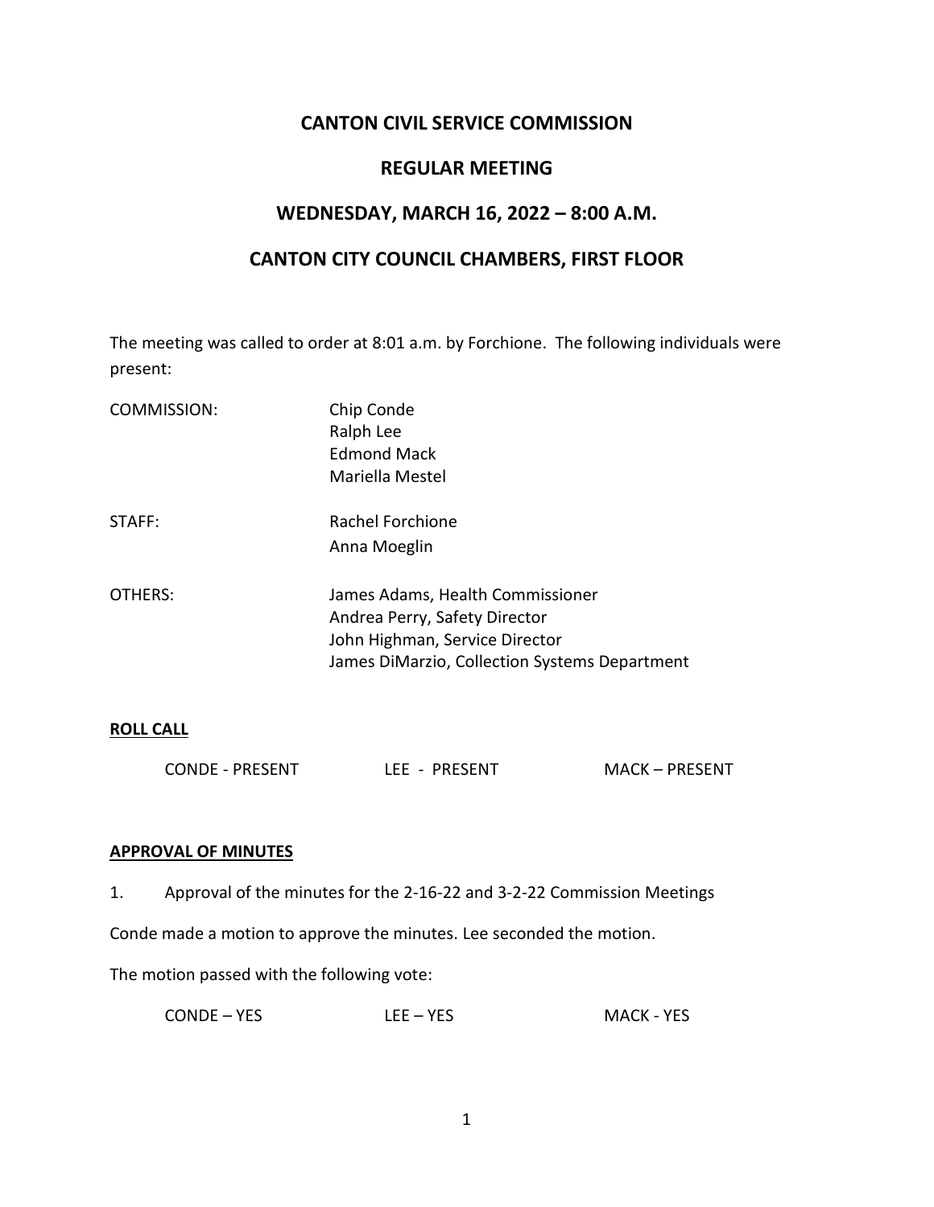# CANTON CIVIL SERVICE COMMISSION

## REGULAR MEETING

## WEDNESDAY, MARCH 16, 2022 – 8:00 A.M.

## CANTON CITY COUNCIL CHAMBERS, FIRST FLOOR

The meeting was called to order at 8:01 a.m. by Forchione. The following individuals were present:

| | |
|---|---|
| COMMISSION: | Chip Conde<br>Ralph Lee<br>Edmond Mack<br>Mariella Mestel |
| STAFF: | Rachel Forchione<br>Anna Moeglin |
| OTHERS: | James Adams, Health Commissioner<br>Andrea Perry, Safety Director<br>John Highman, Service Director<br>James DiMarzio, Collection Systems Department |

**ROLL CALL**

CONDE - PRESENT LEE - PRESENT MACK – PRESENT

**APPROVAL OF MINUTES**

1. Approval of the minutes for the 2-16-22 and 3-2-22 Commission Meetings

Conde made a motion to approve the minutes. Lee seconded the motion.

The motion passed with the following vote:

CONDE – YES LEE – YES MACK - YES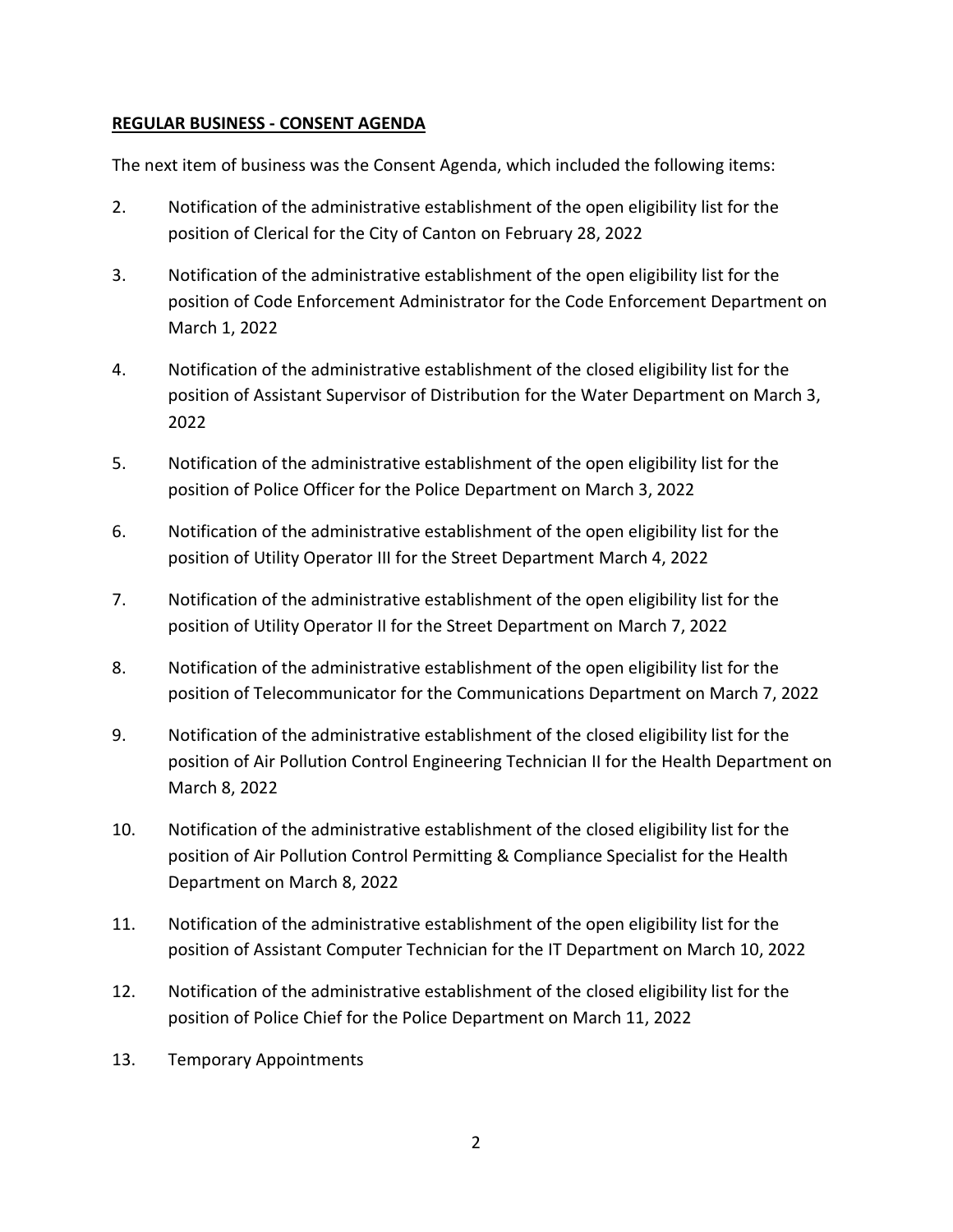**REGULAR BUSINESS - CONSENT AGENDA**

The next item of business was the Consent Agenda, which included the following items:

2. Notification of the administrative establishment of the open eligibility list for the position of Clerical for the City of Canton on February 28, 2022
3. Notification of the administrative establishment of the open eligibility list for the position of Code Enforcement Administrator for the Code Enforcement Department on March 1, 2022
4. Notification of the administrative establishment of the closed eligibility list for the position of Assistant Supervisor of Distribution for the Water Department on March 3, 2022
5. Notification of the administrative establishment of the open eligibility list for the position of Police Officer for the Police Department on March 3, 2022
6. Notification of the administrative establishment of the open eligibility list for the position of Utility Operator III for the Street Department March 4, 2022
7. Notification of the administrative establishment of the open eligibility list for the position of Utility Operator II for the Street Department on March 7, 2022
8. Notification of the administrative establishment of the open eligibility list for the position of Telecommunicator for the Communications Department on March 7, 2022
9. Notification of the administrative establishment of the closed eligibility list for the position of Air Pollution Control Engineering Technician II for the Health Department on March 8, 2022
10. Notification of the administrative establishment of the closed eligibility list for the position of Air Pollution Control Permitting & Compliance Specialist for the Health Department on March 8, 2022
11. Notification of the administrative establishment of the open eligibility list for the position of Assistant Computer Technician for the IT Department on March 10, 2022
12. Notification of the administrative establishment of the closed eligibility list for the position of Police Chief for the Police Department on March 11, 2022
13. Temporary Appointments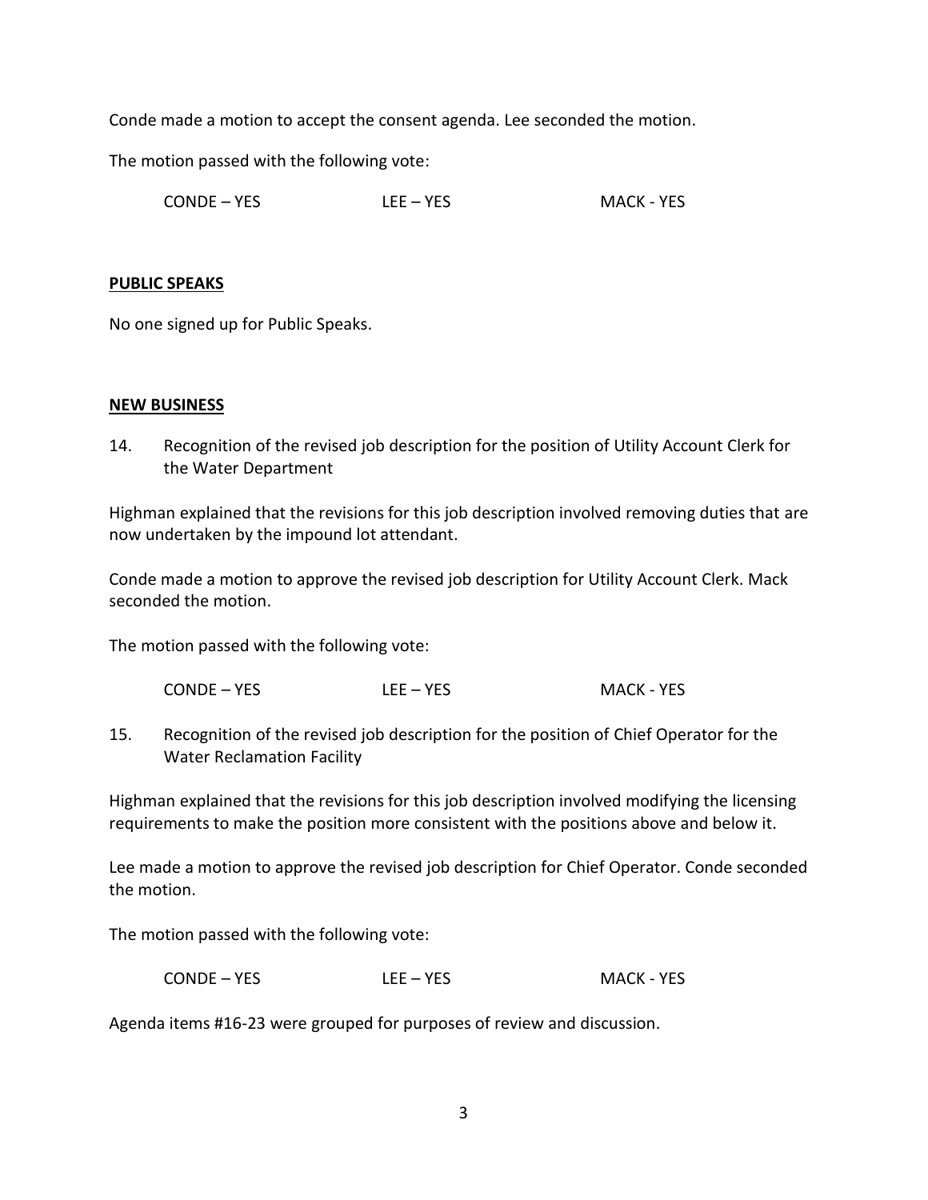Conde made a motion to accept the consent agenda. Lee seconded the motion.

The motion passed with the following vote:

CONDE – YES LEE – YES MACK - YES

**PUBLIC SPEAKS**

No one signed up for Public Speaks.

**NEW BUSINESS**

14. Recognition of the revised job description for the position of Utility Account Clerk for the Water Department

Highman explained that the revisions for this job description involved removing duties that are now undertaken by the impound lot attendant.

Conde made a motion to approve the revised job description for Utility Account Clerk. Mack seconded the motion.

The motion passed with the following vote:

CONDE – YES LEE – YES MACK - YES

15. Recognition of the revised job description for the position of Chief Operator for the Water Reclamation Facility

Highman explained that the revisions for this job description involved modifying the licensing requirements to make the position more consistent with the positions above and below it.

Lee made a motion to approve the revised job description for Chief Operator. Conde seconded the motion.

The motion passed with the following vote:

CONDE – YES LEE – YES MACK - YES

Agenda items #16-23 were grouped for purposes of review and discussion.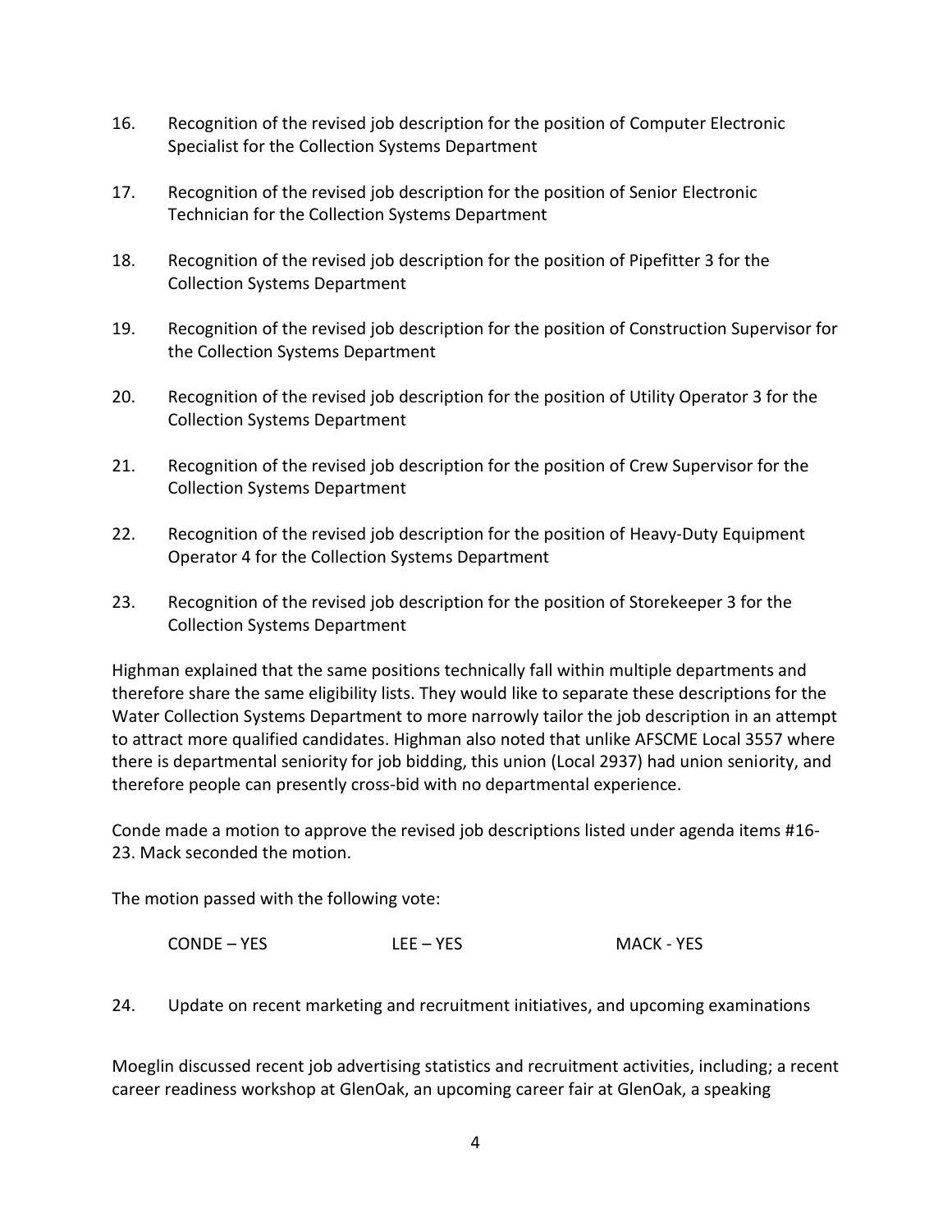16. Recognition of the revised job description for the position of Computer Electronic Specialist for the Collection Systems Department

17. Recognition of the revised job description for the position of Senior Electronic Technician for the Collection Systems Department

18. Recognition of the revised job description for the position of Pipefitter 3 for the Collection Systems Department

19. Recognition of the revised job description for the position of Construction Supervisor for the Collection Systems Department

20. Recognition of the revised job description for the position of Utility Operator 3 for the Collection Systems Department

21. Recognition of the revised job description for the position of Crew Supervisor for the Collection Systems Department

22. Recognition of the revised job description for the position of Heavy-Duty Equipment Operator 4 for the Collection Systems Department

23. Recognition of the revised job description for the position of Storekeeper 3 for the Collection Systems Department

Highman explained that the same positions technically fall within multiple departments and therefore share the same eligibility lists. They would like to separate these descriptions for the Water Collection Systems Department to more narrowly tailor the job description in an attempt to attract more qualified candidates. Highman also noted that unlike AFSCME Local 3557 where there is departmental seniority for job bidding, this union (Local 2937) had union seniority, and therefore people can presently cross-bid with no departmental experience.

Conde made a motion to approve the revised job descriptions listed under agenda items #16-23. Mack seconded the motion.

The motion passed with the following vote:

CONDE – YES　　　LEE – YES　　　MACK - YES

24. Update on recent marketing and recruitment initiatives, and upcoming examinations

Moeglin discussed recent job advertising statistics and recruitment activities, including; a recent career readiness workshop at GlenOak, an upcoming career fair at GlenOak, a speaking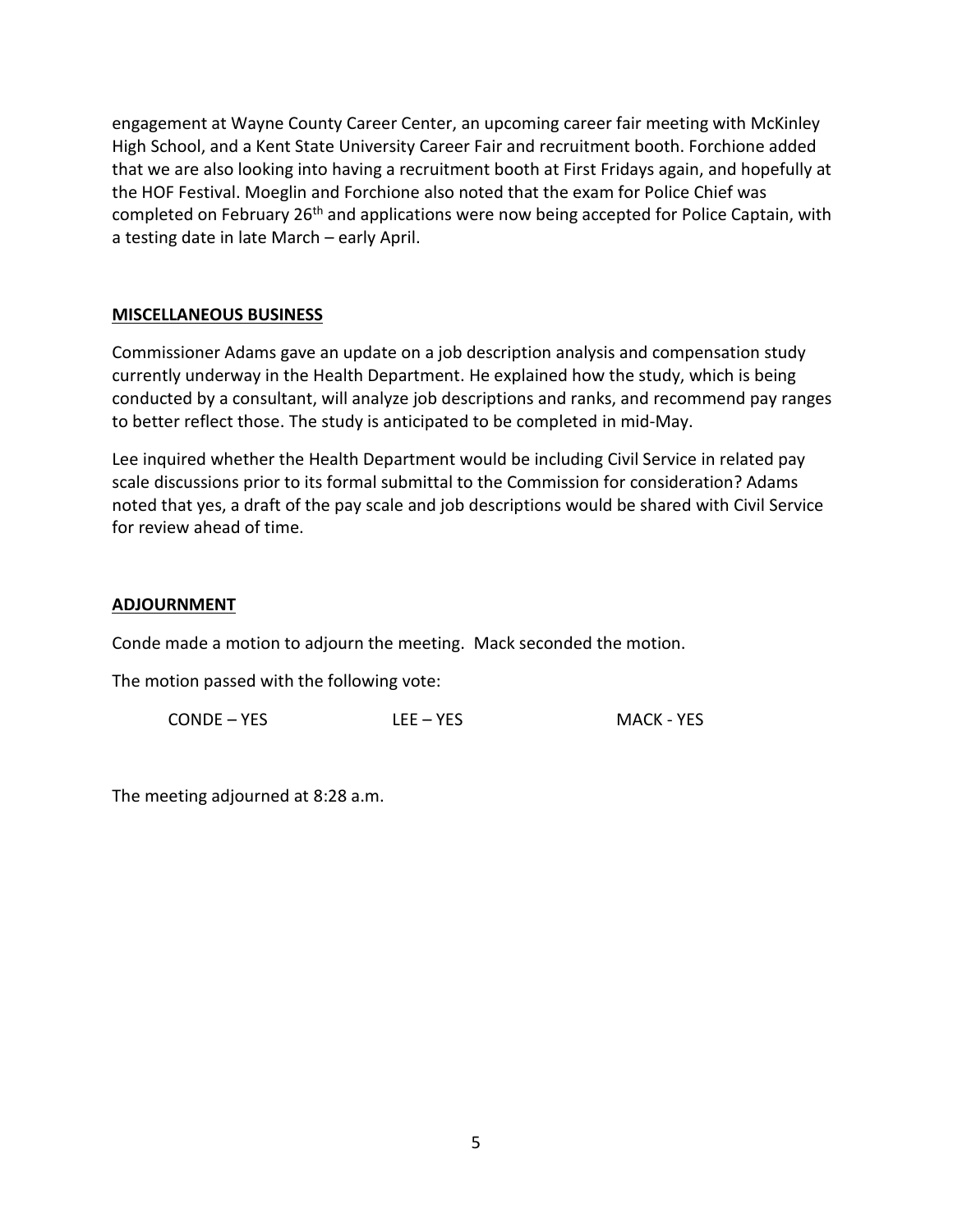engagement at Wayne County Career Center, an upcoming career fair meeting with McKinley High School, and a Kent State University Career Fair and recruitment booth. Forchione added that we are also looking into having a recruitment booth at First Fridays again, and hopefully at the HOF Festival. Moeglin and Forchione also noted that the exam for Police Chief was completed on February 26th and applications were now being accepted for Police Captain, with a testing date in late March – early April.

## MISCELLANEOUS BUSINESS

Commissioner Adams gave an update on a job description analysis and compensation study currently underway in the Health Department. He explained how the study, which is being conducted by a consultant, will analyze job descriptions and ranks, and recommend pay ranges to better reflect those. The study is anticipated to be completed in mid-May.

Lee inquired whether the Health Department would be including Civil Service in related pay scale discussions prior to its formal submittal to the Commission for consideration? Adams noted that yes, a draft of the pay scale and job descriptions would be shared with Civil Service for review ahead of time.

## ADJOURNMENT

Conde made a motion to adjourn the meeting. Mack seconded the motion.

The motion passed with the following vote:

CONDE – YES LEE – YES MACK - YES

The meeting adjourned at 8:28 a.m.